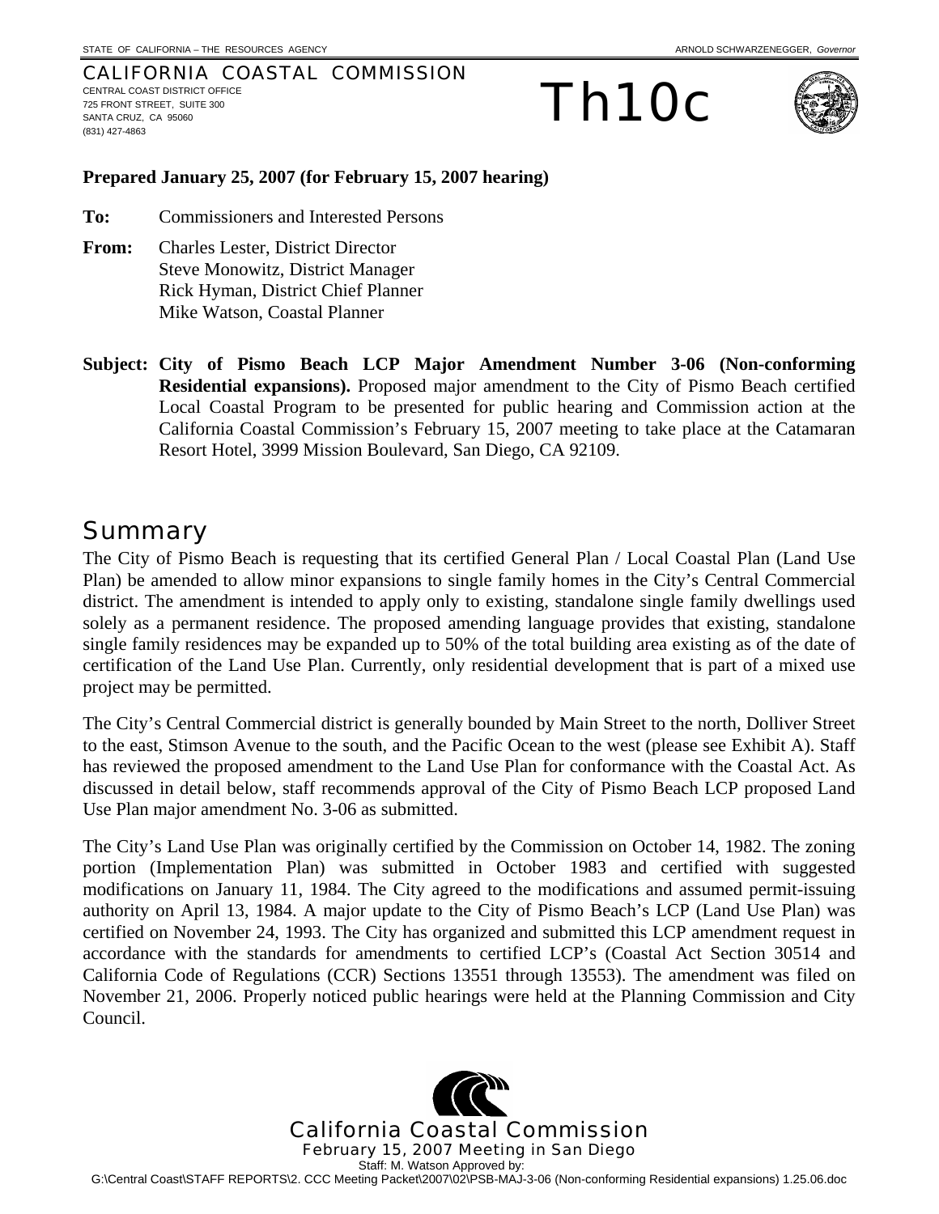STATE OF CALIFORNIA – THE RESOURCES AGENCY

ARNOLD SCHWARZENEGGER, *Governor*

CALIFORNIA COASTAL COMMISSION
CENTRAL COAST DISTRICT OFFICE
725 FRONT STREET, SUITE 300
SANTA CRUZ, CA 95060
(831) 427-4863

# Th10c

**Prepared January 25, 2007 (for February 15, 2007 hearing)**

**To:** Commissioners and Interested Persons

**From:** Charles Lester, District Director
Steve Monowitz, District Manager
Rick Hyman, District Chief Planner
Mike Watson, Coastal Planner

**Subject: City of Pismo Beach LCP Major Amendment Number 3-06 (Non-conforming Residential expansions).** Proposed major amendment to the City of Pismo Beach certified Local Coastal Program to be presented for public hearing and Commission action at the California Coastal Commission's February 15, 2007 meeting to take place at the Catamaran Resort Hotel, 3999 Mission Boulevard, San Diego, CA 92109.

## Summary

The City of Pismo Beach is requesting that its certified General Plan / Local Coastal Plan (Land Use Plan) be amended to allow minor expansions to single family homes in the City's Central Commercial district. The amendment is intended to apply only to existing, standalone single family dwellings used solely as a permanent residence. The proposed amending language provides that existing, standalone single family residences may be expanded up to 50% of the total building area existing as of the date of certification of the Land Use Plan. Currently, only residential development that is part of a mixed use project may be permitted.

The City's Central Commercial district is generally bounded by Main Street to the north, Dolliver Street to the east, Stimson Avenue to the south, and the Pacific Ocean to the west (please see Exhibit A). Staff has reviewed the proposed amendment to the Land Use Plan for conformance with the Coastal Act. As discussed in detail below, staff recommends approval of the City of Pismo Beach LCP proposed Land Use Plan major amendment No. 3-06 as submitted.

The City's Land Use Plan was originally certified by the Commission on October 14, 1982. The zoning portion (Implementation Plan) was submitted in October 1983 and certified with suggested modifications on January 11, 1984. The City agreed to the modifications and assumed permit-issuing authority on April 13, 1984. A major update to the City of Pismo Beach's LCP (Land Use Plan) was certified on November 24, 1993. The City has organized and submitted this LCP amendment request in accordance with the standards for amendments to certified LCP's (Coastal Act Section 30514 and California Code of Regulations (CCR) Sections 13551 through 13553). The amendment was filed on November 21, 2006. Properly noticed public hearings were held at the Planning Commission and City Council.

California Coastal Commission
February 15, 2007 Meeting in San Diego
Staff: M. Watson Approved by:
G:\Central Coast\STAFF REPORTS\2. CCC Meeting Packet\2007\02\PSB-MAJ-3-06 (Non-conforming Residential expansions) 1.25.06.doc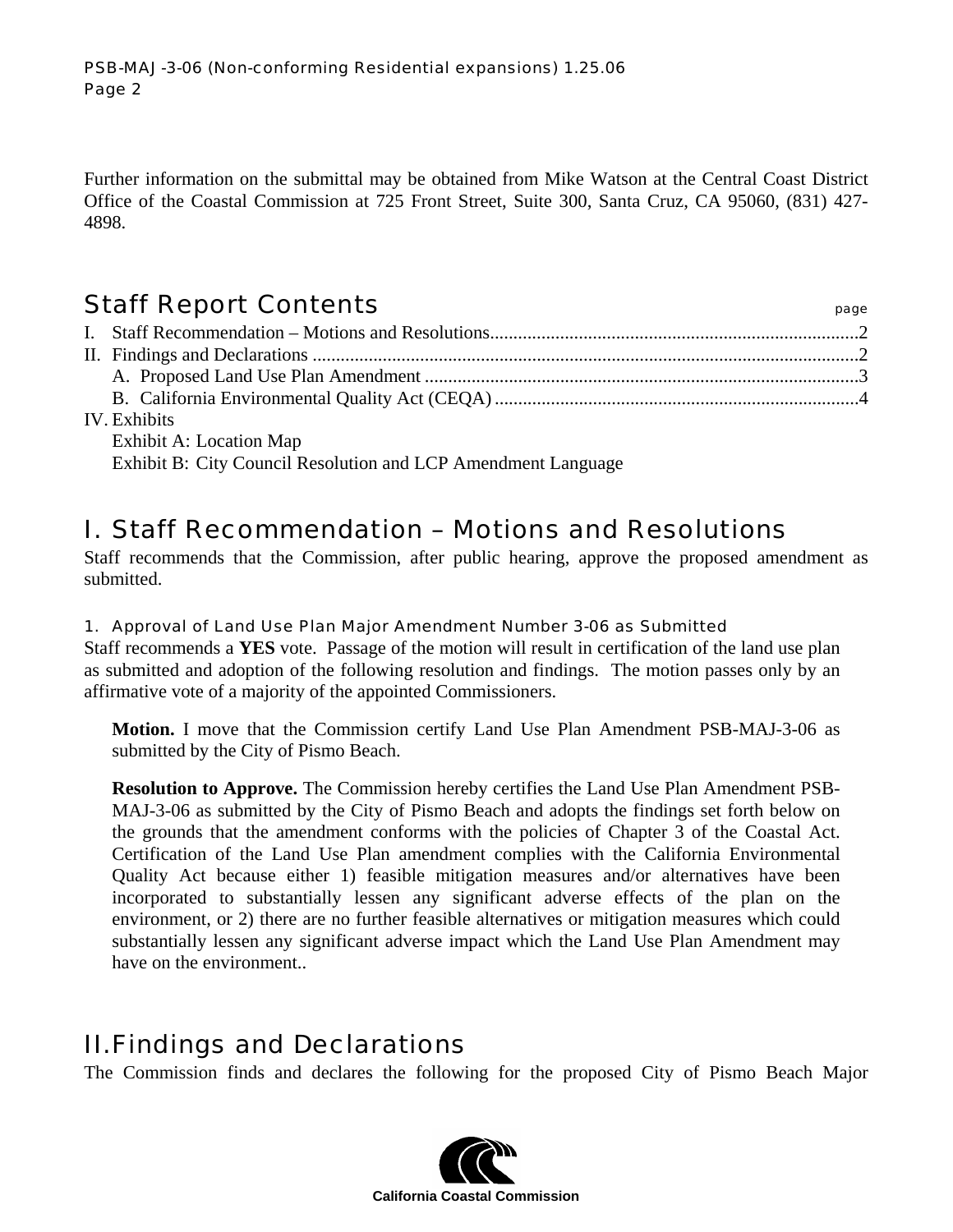Further information on the submittal may be obtained from Mike Watson at the Central Coast District Office of the Coastal Commission at 725 Front Street, Suite 300, Santa Cruz, CA 95060, (831) 427-4898.

## Staff Report Contents

| | page |
|---|---|
| I. Staff Recommendation – Motions and Resolutions | 2 |
| II. Findings and Declarations | 2 |
| A. Proposed Land Use Plan Amendment | 3 |
| B. California Environmental Quality Act (CEQA) | 4 |
| IV. Exhibits | |
| Exhibit A: Location Map | |
| Exhibit B: City Council Resolution and LCP Amendment Language | |

## I. Staff Recommendation – Motions and Resolutions

Staff recommends that the Commission, after public hearing, approve the proposed amendment as submitted.

### 1. Approval of Land Use Plan Major Amendment Number 3-06 as Submitted

Staff recommends a **YES** vote. Passage of the motion will result in certification of the land use plan as submitted and adoption of the following resolution and findings. The motion passes only by an affirmative vote of a majority of the appointed Commissioners.

**Motion.** I move that the Commission certify Land Use Plan Amendment PSB-MAJ-3-06 as submitted by the City of Pismo Beach.

**Resolution to Approve.** The Commission hereby certifies the Land Use Plan Amendment PSB-MAJ-3-06 as submitted by the City of Pismo Beach and adopts the findings set forth below on the grounds that the amendment conforms with the policies of Chapter 3 of the Coastal Act. Certification of the Land Use Plan amendment complies with the California Environmental Quality Act because either 1) feasible mitigation measures and/or alternatives have been incorporated to substantially lessen any significant adverse effects of the plan on the environment, or 2) there are no further feasible alternatives or mitigation measures which could substantially lessen any significant adverse impact which the Land Use Plan Amendment may have on the environment..

## II. Findings and Declarations

The Commission finds and declares the following for the proposed City of Pismo Beach Major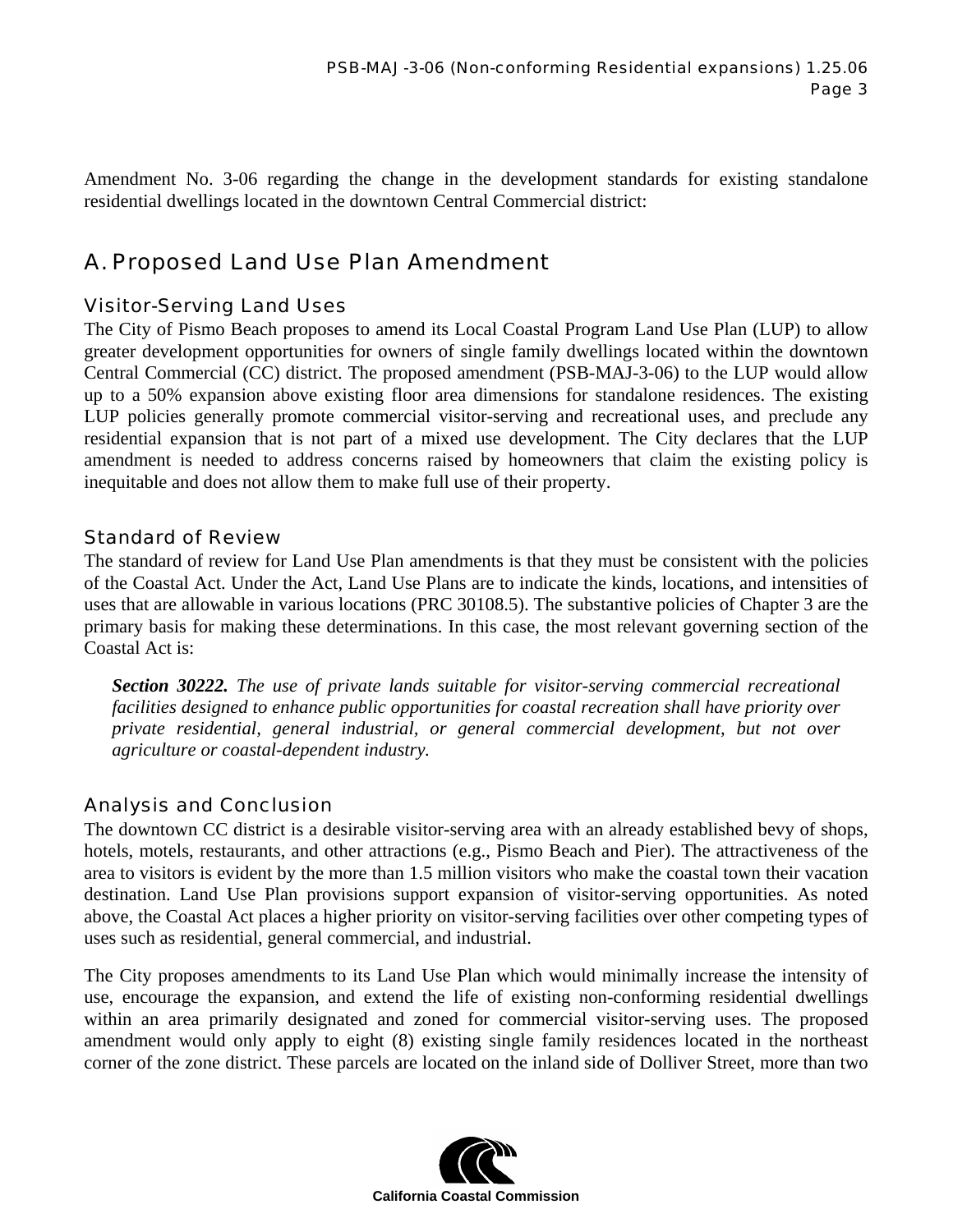Amendment No. 3-06 regarding the change in the development standards for existing standalone residential dwellings located in the downtown Central Commercial district:

## A. Proposed Land Use Plan Amendment

### Visitor-Serving Land Uses

The City of Pismo Beach proposes to amend its Local Coastal Program Land Use Plan (LUP) to allow greater development opportunities for owners of single family dwellings located within the downtown Central Commercial (CC) district. The proposed amendment (PSB-MAJ-3-06) to the LUP would allow up to a 50% expansion above existing floor area dimensions for standalone residences. The existing LUP policies generally promote commercial visitor-serving and recreational uses, and preclude any residential expansion that is not part of a mixed use development. The City declares that the LUP amendment is needed to address concerns raised by homeowners that claim the existing policy is inequitable and does not allow them to make full use of their property.

### Standard of Review

The standard of review for Land Use Plan amendments is that they must be consistent with the policies of the Coastal Act. Under the Act, Land Use Plans are to indicate the kinds, locations, and intensities of uses that are allowable in various locations (PRC 30108.5). The substantive policies of Chapter 3 are the primary basis for making these determinations. In this case, the most relevant governing section of the Coastal Act is:

> ***Section 30222.*** *The use of private lands suitable for visitor-serving commercial recreational facilities designed to enhance public opportunities for coastal recreation shall have priority over private residential, general industrial, or general commercial development, but not over agriculture or coastal-dependent industry.*

### Analysis and Conclusion

The downtown CC district is a desirable visitor-serving area with an already established bevy of shops, hotels, motels, restaurants, and other attractions (e.g., Pismo Beach and Pier). The attractiveness of the area to visitors is evident by the more than 1.5 million visitors who make the coastal town their vacation destination. Land Use Plan provisions support expansion of visitor-serving opportunities. As noted above, the Coastal Act places a higher priority on visitor-serving facilities over other competing types of uses such as residential, general commercial, and industrial.

The City proposes amendments to its Land Use Plan which would minimally increase the intensity of use, encourage the expansion, and extend the life of existing non-conforming residential dwellings within an area primarily designated and zoned for commercial visitor-serving uses. The proposed amendment would only apply to eight (8) existing single family residences located in the northeast corner of the zone district. These parcels are located on the inland side of Dolliver Street, more than two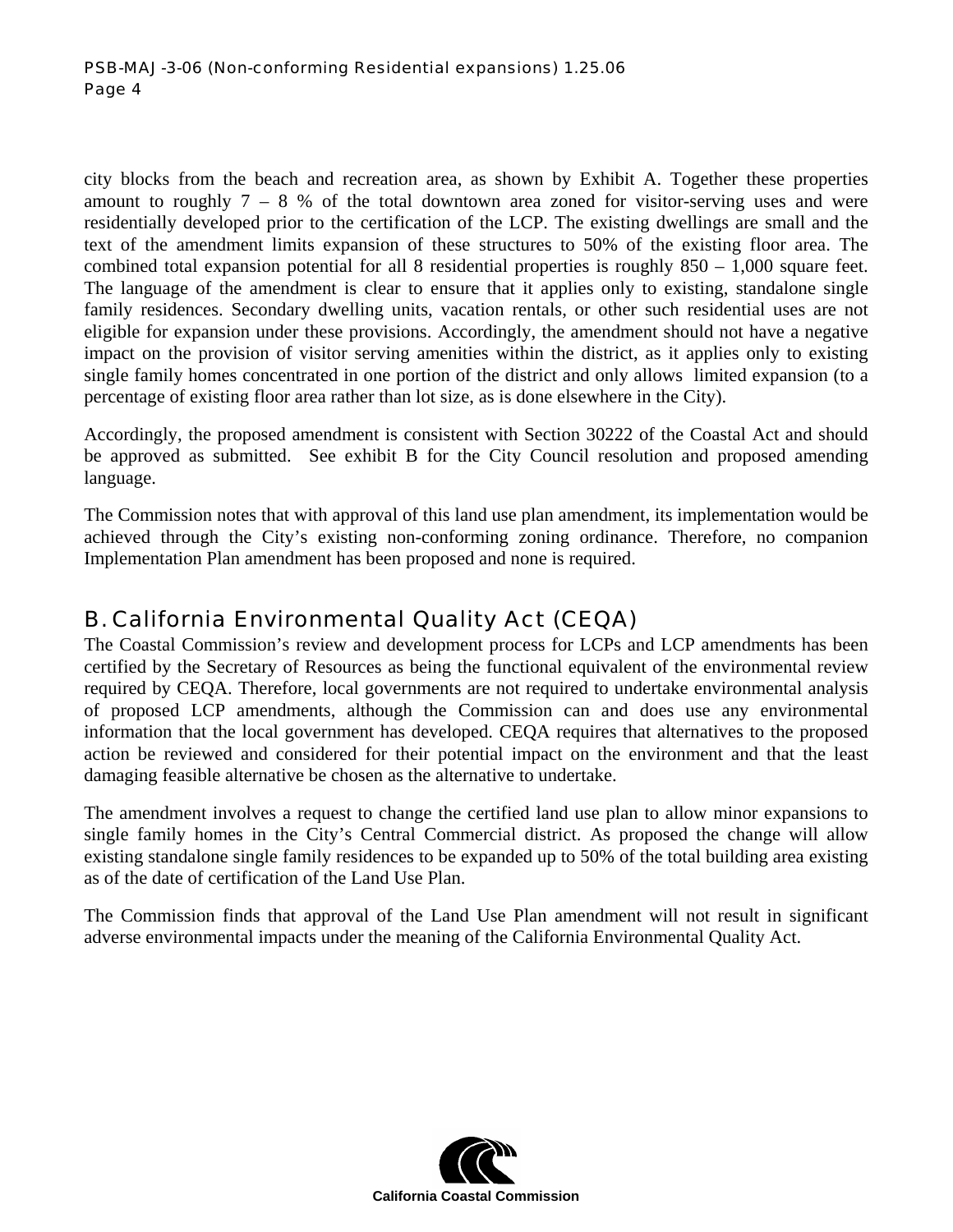city blocks from the beach and recreation area, as shown by Exhibit A. Together these properties amount to roughly 7 – 8 % of the total downtown area zoned for visitor-serving uses and were residentially developed prior to the certification of the LCP. The existing dwellings are small and the text of the amendment limits expansion of these structures to 50% of the existing floor area. The combined total expansion potential for all 8 residential properties is roughly 850 – 1,000 square feet. The language of the amendment is clear to ensure that it applies only to existing, standalone single family residences. Secondary dwelling units, vacation rentals, or other such residential uses are not eligible for expansion under these provisions. Accordingly, the amendment should not have a negative impact on the provision of visitor serving amenities within the district, as it applies only to existing single family homes concentrated in one portion of the district and only allows limited expansion (to a percentage of existing floor area rather than lot size, as is done elsewhere in the City).

Accordingly, the proposed amendment is consistent with Section 30222 of the Coastal Act and should be approved as submitted. See exhibit B for the City Council resolution and proposed amending language.

The Commission notes that with approval of this land use plan amendment, its implementation would be achieved through the City's existing non-conforming zoning ordinance. Therefore, no companion Implementation Plan amendment has been proposed and none is required.

## B. California Environmental Quality Act (CEQA)

The Coastal Commission's review and development process for LCPs and LCP amendments has been certified by the Secretary of Resources as being the functional equivalent of the environmental review required by CEQA. Therefore, local governments are not required to undertake environmental analysis of proposed LCP amendments, although the Commission can and does use any environmental information that the local government has developed. CEQA requires that alternatives to the proposed action be reviewed and considered for their potential impact on the environment and that the least damaging feasible alternative be chosen as the alternative to undertake.

The amendment involves a request to change the certified land use plan to allow minor expansions to single family homes in the City's Central Commercial district. As proposed the change will allow existing standalone single family residences to be expanded up to 50% of the total building area existing as of the date of certification of the Land Use Plan.

The Commission finds that approval of the Land Use Plan amendment will not result in significant adverse environmental impacts under the meaning of the California Environmental Quality Act.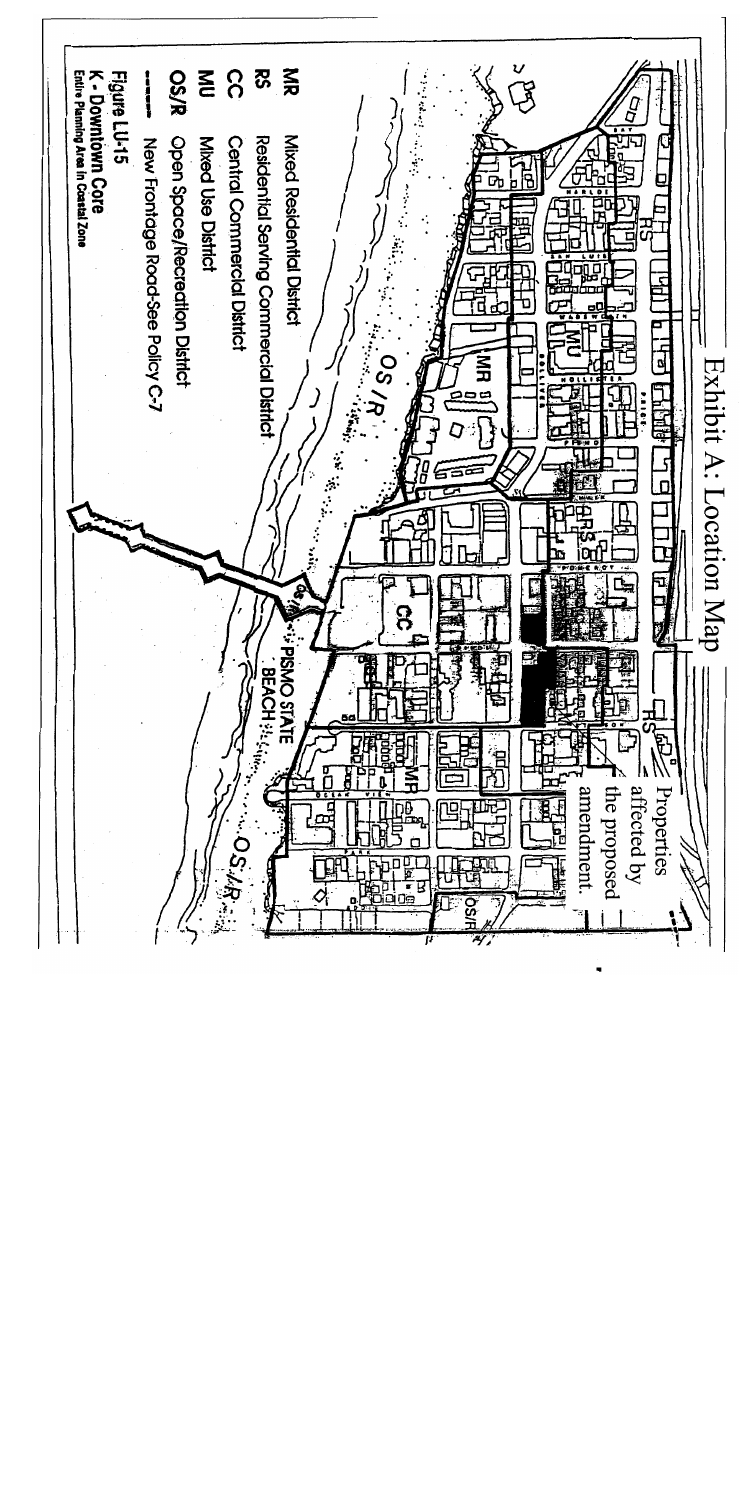# Exhibit A: Location Map

Properties affected by the proposed amendment.

MR Mixed Residential District

RS Residential Serving Commercial District

CC Central Commercial District

MU Mixed Use District

OS/R Open Space/Recreation District

New Frontage Road-See Policy C-7

Figure LU-15

K - Downtown Core

Entire Planning Area In Coastal Zone

PISMO STATE BEACH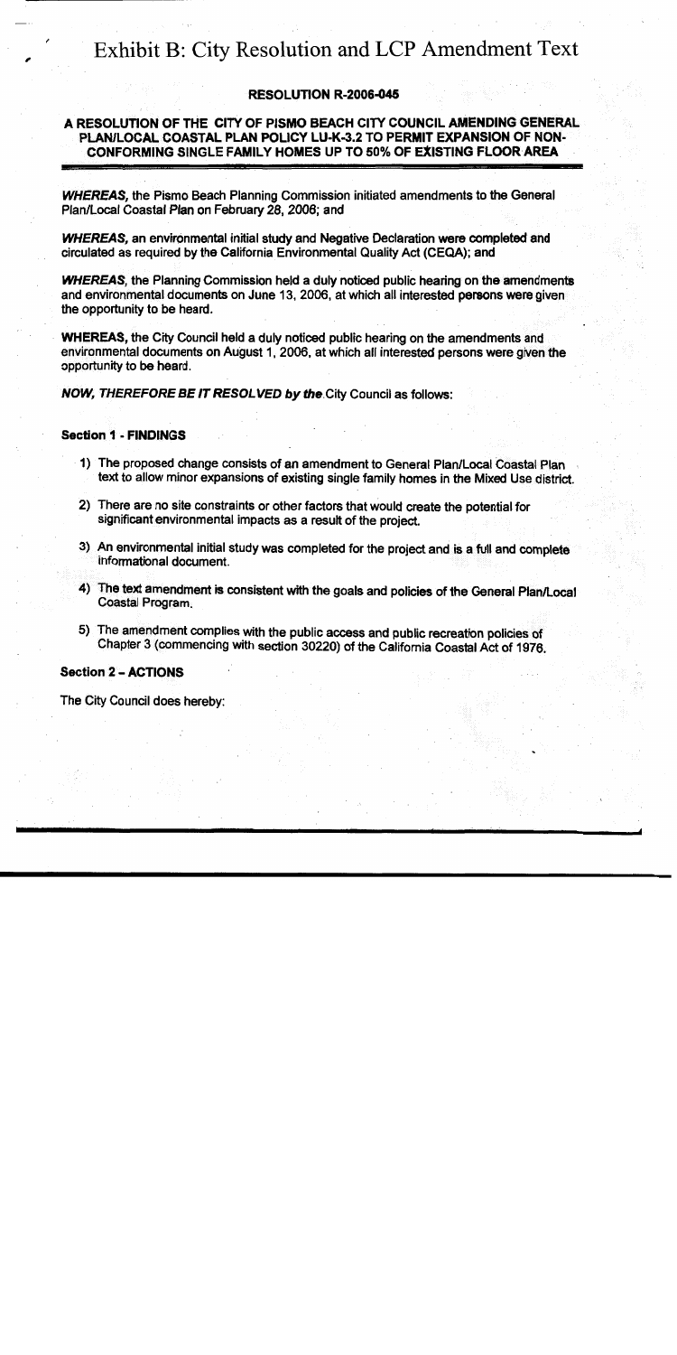# Exhibit B: City Resolution and LCP Amendment Text

**RESOLUTION R-2006-045**

**A RESOLUTION OF THE CITY OF PISMO BEACH CITY COUNCIL AMENDING GENERAL PLAN/LOCAL COASTAL PLAN POLICY LU-K-3.2 TO PERMIT EXPANSION OF NON-CONFORMING SINGLE FAMILY HOMES UP TO 50% OF EXISTING FLOOR AREA**

***WHEREAS,*** the Pismo Beach Planning Commission initiated amendments to the General Plan/Local Coastal Plan on February 28, 2006; and

***WHEREAS,*** an environmental initial study and Negative Declaration were completed and circulated as required by the California Environmental Quality Act (CEQA); and

***WHEREAS,*** the Planning Commission held a duly noticed public hearing on the amendments and environmental documents on June 13, 2006, at which all interested persons were given the opportunity to be heard.

**WHEREAS,** the City Council held a duly noticed public hearing on the amendments and environmental documents on August 1, 2006, at which all interested persons were given the opportunity to be heard.

***NOW, THEREFORE BE IT RESOLVED by the*** City Council as follows:

**Section 1 - FINDINGS**

1) The proposed change consists of an amendment to General Plan/Local Coastal Plan text to allow minor expansions of existing single family homes in the Mixed Use district.
2) There are no site constraints or other factors that would create the potential for significant environmental impacts as a result of the project.
3) An environmental initial study was completed for the project and is a full and complete informational document.
4) The text amendment is consistent with the goals and policies of the General Plan/Local Coastal Program.
5) The amendment complies with the public access and public recreation policies of Chapter 3 (commencing with section 30220) of the California Coastal Act of 1976.

**Section 2 – ACTIONS**

The City Council does hereby: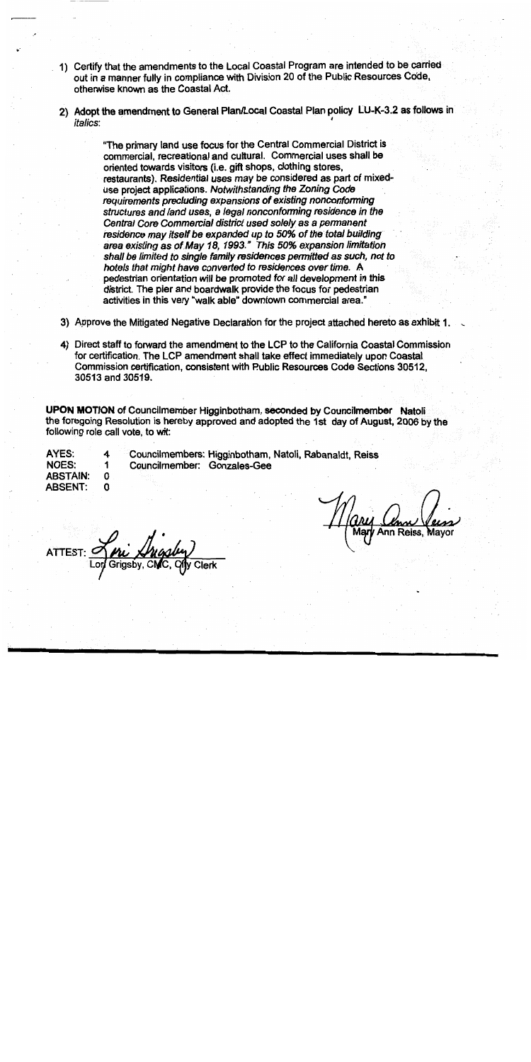1) Certify that the amendments to the Local Coastal Program are intended to be carried out in a manner fully in compliance with Division 20 of the Public Resources Code, otherwise known as the Coastal Act.

2) Adopt the amendment to General Plan/Local Coastal Plan policy LU-K-3.2 as follows in *italics*:

   "The primary land use focus for the Central Commercial District is commercial, recreational and cultural. Commercial uses shall be oriented towards visitors (i.e. gift shops, clothing stores, restaurants). Residential uses may be considered as part of mixed-use project applications. *Notwithstanding the Zoning Code requirements precluding expansions of existing nonconforming structures and land uses, a legal nonconforming residence in the Central Core Commercial district used solely as a permanent residence may itself be expanded up to 50% of the total building area existing as of May 18, 1993." This 50% expansion limitation shall be limited to single family residences permitted as such, not to hotels that might have converted to residences over time.* A pedestrian orientation will be promoted for all development in this district. The pier and boardwalk provide the focus for pedestrian activities in this very "walk able" downtown commercial area."

3) Approve the Mitigated Negative Declaration for the project attached hereto as exhibit 1.

4) Direct staff to forward the amendment to the LCP to the California Coastal Commission for certification. The LCP amendment shall take effect immediately upon Coastal Commission certification, consistent with Public Resources Code Sections 30512, 30513 and 30519.

**UPON MOTION** of Councilmember Higginbotham, **seconded by** Councilmember Natoli the foregoing Resolution is hereby approved and adopted the 1st day of August, 2006 by the following role call vote, to wit:

| | | |
|---|---|---|
| AYES: | 4 | Councilmembers: Higginbotham, Natoli, Rabanaldt, Reiss |
| NOES: | 1 | Councilmember: Gonzales-Gee |
| ABSTAIN: | 0 | |
| ABSENT: | 0 | |

Mary Ann Reiss, Mayor

ATTEST: Lori Grigsby, CMC, City Clerk